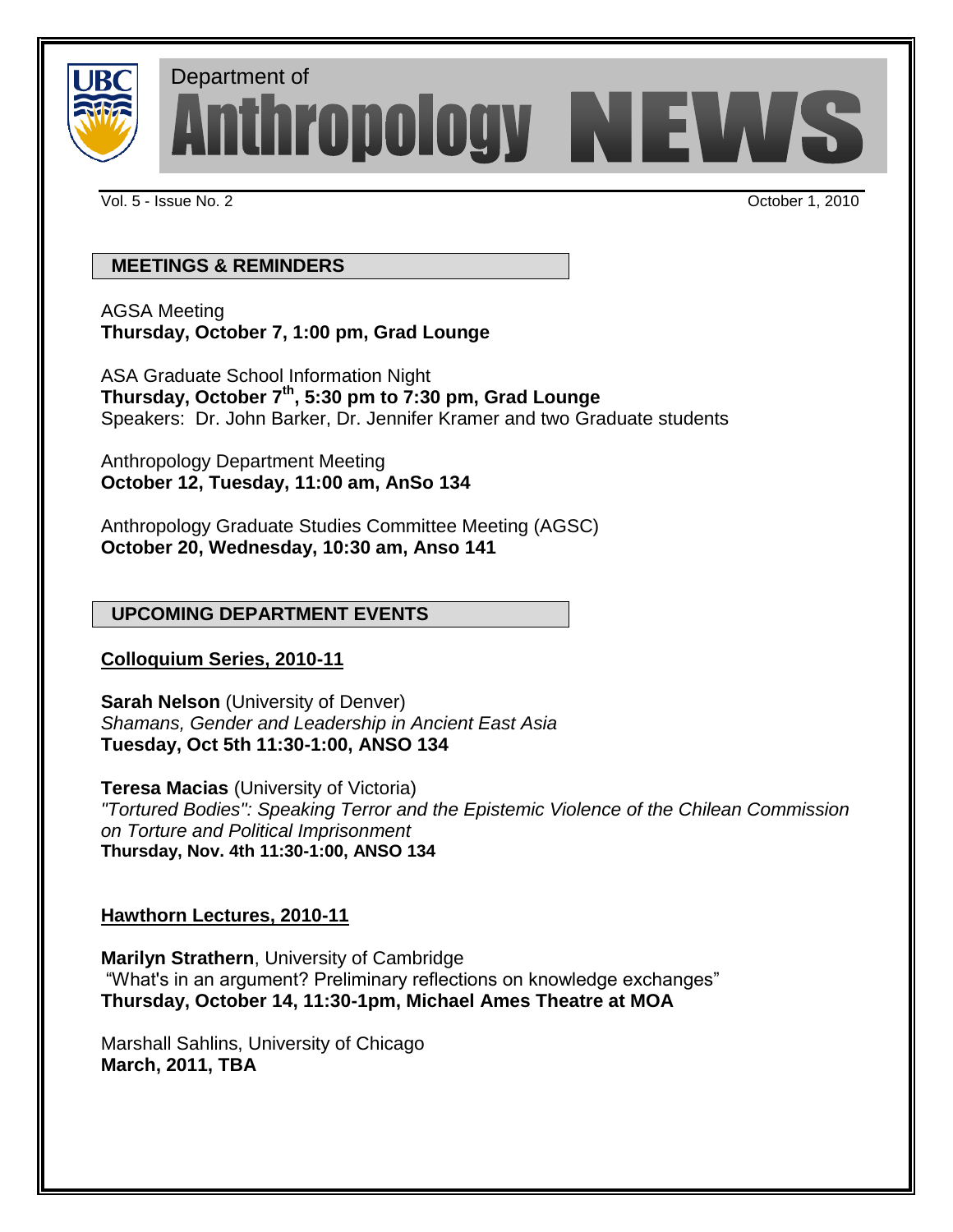# Department of Anthropology NEWS

Vol. 5 - Issue No. 2 October 1, 2010

## MEETINGS & REMINDERS

AGSA Meeting
**Thursday, October 7, 1:00 pm, Grad Lounge**

ASA Graduate School Information Night
**Thursday, October 7th, 5:30 pm to 7:30 pm, Grad Lounge**
Speakers: Dr. John Barker, Dr. Jennifer Kramer and two Graduate students

Anthropology Department Meeting
**October 12, Tuesday, 11:00 am, AnSo 134**

Anthropology Graduate Studies Committee Meeting (AGSC)
**October 20, Wednesday, 10:30 am, Anso 141**

## UPCOMING DEPARTMENT EVENTS

### Colloquium Series, 2010-11

**Sarah Nelson** (University of Denver)
*Shamans, Gender and Leadership in Ancient East Asia*
**Tuesday, Oct 5th 11:30-1:00, ANSO 134**

**Teresa Macias** (University of Victoria)
*"Tortured Bodies": Speaking Terror and the Epistemic Violence of the Chilean Commission on Torture and Political Imprisonment*
**Thursday, Nov. 4th 11:30-1:00, ANSO 134**

### Hawthorn Lectures, 2010-11

**Marilyn Strathern**, University of Cambridge
"What's in an argument? Preliminary reflections on knowledge exchanges"
**Thursday, October 14, 11:30-1pm, Michael Ames Theatre at MOA**

Marshall Sahlins, University of Chicago
**March, 2011, TBA**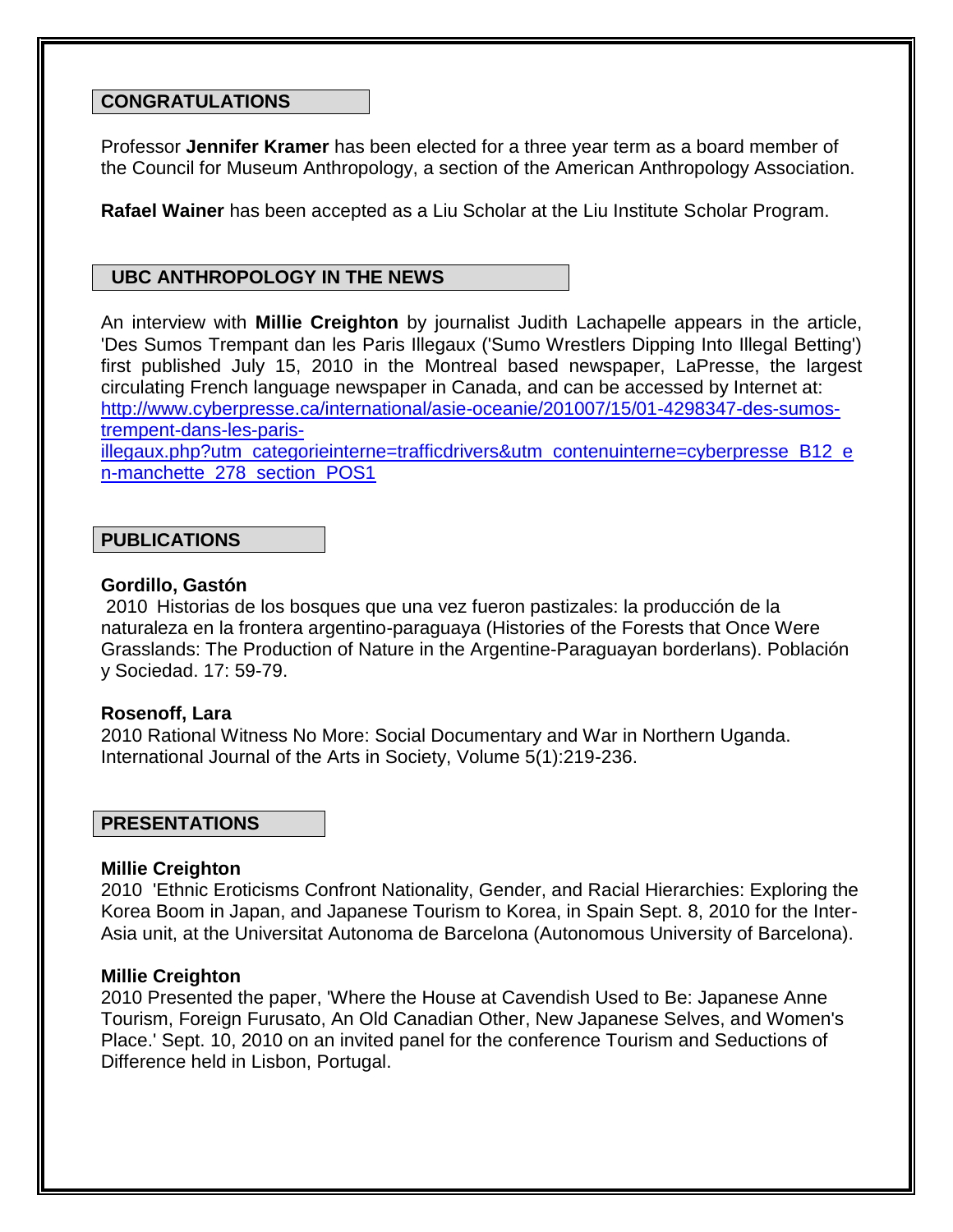## CONGRATULATIONS

Professor **Jennifer Kramer** has been elected for a three year term as a board member of the Council for Museum Anthropology, a section of the American Anthropology Association.

**Rafael Wainer** has been accepted as a Liu Scholar at the Liu Institute Scholar Program.

## UBC ANTHROPOLOGY IN THE NEWS

An interview with **Millie Creighton** by journalist Judith Lachapelle appears in the article, 'Des Sumos Trempant dan les Paris Illegaux ('Sumo Wrestlers Dipping Into Illegal Betting') first published July 15, 2010 in the Montreal based newspaper, LaPresse, the largest circulating French language newspaper in Canada, and can be accessed by Internet at: [http://www.cyberpresse.ca/international/asie-oceanie/201007/15/01-4298347-des-sumos-trempent-dans-les-paris-illegaux.php?utm_categorieinterne=trafficdrivers&utm_contenuinterne=cyberpresse_B12_en-manchette_278_section_POS1](http://www.cyberpresse.ca/international/asie-oceanie/201007/15/01-4298347-des-sumos-trempent-dans-les-paris-illegaux.php?utm_categorieinterne=trafficdrivers&utm_contenuinterne=cyberpresse_B12_en-manchette_278_section_POS1)

## PUBLICATIONS

**Gordillo, Gastón**
2010 Historias de los bosques que una vez fueron pastizales: la producción de la naturaleza en la frontera argentino-paraguaya (Histories of the Forests that Once Were Grasslands: The Production of Nature in the Argentine-Paraguayan borderlans). Población y Sociedad. 17: 59-79.

**Rosenoff, Lara**
2010 Rational Witness No More: Social Documentary and War in Northern Uganda. International Journal of the Arts in Society, Volume 5(1):219-236.

## PRESENTATIONS

**Millie Creighton**
2010 'Ethnic Eroticisms Confront Nationality, Gender, and Racial Hierarchies: Exploring the Korea Boom in Japan, and Japanese Tourism to Korea, in Spain Sept. 8, 2010 for the Inter-Asia unit, at the Universitat Autonoma de Barcelona (Autonomous University of Barcelona).

**Millie Creighton**
2010 Presented the paper, 'Where the House at Cavendish Used to Be: Japanese Anne Tourism, Foreign Furusato, An Old Canadian Other, New Japanese Selves, and Women's Place.' Sept. 10, 2010 on an invited panel for the conference Tourism and Seductions of Difference held in Lisbon, Portugal.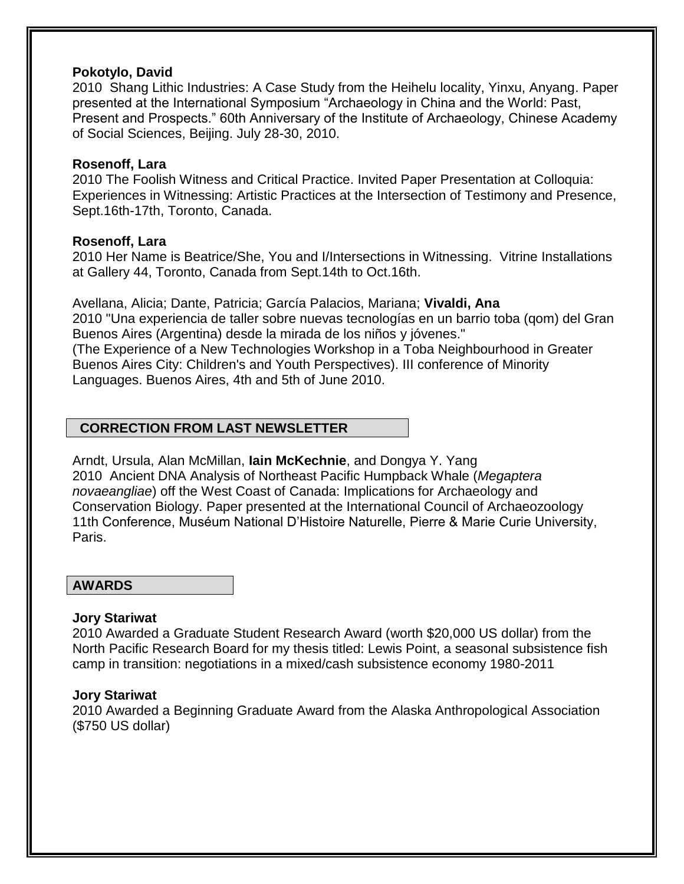**Pokotylo, David**
2010 Shang Lithic Industries: A Case Study from the Heihelu locality, Yinxu, Anyang. Paper presented at the International Symposium "Archaeology in China and the World: Past, Present and Prospects." 60th Anniversary of the Institute of Archaeology, Chinese Academy of Social Sciences, Beijing. July 28-30, 2010.

**Rosenoff, Lara**
2010 The Foolish Witness and Critical Practice. Invited Paper Presentation at Colloquia: Experiences in Witnessing: Artistic Practices at the Intersection of Testimony and Presence, Sept.16th-17th, Toronto, Canada.

**Rosenoff, Lara**
2010 Her Name is Beatrice/She, You and I/Intersections in Witnessing. Vitrine Installations at Gallery 44, Toronto, Canada from Sept.14th to Oct.16th.

Avellana, Alicia; Dante, Patricia; García Palacios, Mariana; **Vivaldi, Ana**
2010 "Una experiencia de taller sobre nuevas tecnologías en un barrio toba (qom) del Gran Buenos Aires (Argentina) desde la mirada de los niños y jóvenes."
(The Experience of a New Technologies Workshop in a Toba Neighbourhood in Greater Buenos Aires City: Children's and Youth Perspectives). III conference of Minority Languages. Buenos Aires, 4th and 5th of June 2010.

## CORRECTION FROM LAST NEWSLETTER

Arndt, Ursula, Alan McMillan, **Iain McKechnie**, and Dongya Y. Yang
2010 Ancient DNA Analysis of Northeast Pacific Humpback Whale (*Megaptera novaeangliae*) off the West Coast of Canada: Implications for Archaeology and Conservation Biology. Paper presented at the International Council of Archaeozoology 11th Conference, Muséum National D'Histoire Naturelle, Pierre & Marie Curie University, Paris.

## AWARDS

**Jory Stariwat**
2010 Awarded a Graduate Student Research Award (worth $20,000 US dollar) from the North Pacific Research Board for my thesis titled: Lewis Point, a seasonal subsistence fish camp in transition: negotiations in a mixed/cash subsistence economy 1980-2011

**Jory Stariwat**
2010 Awarded a Beginning Graduate Award from the Alaska Anthropological Association ($750 US dollar)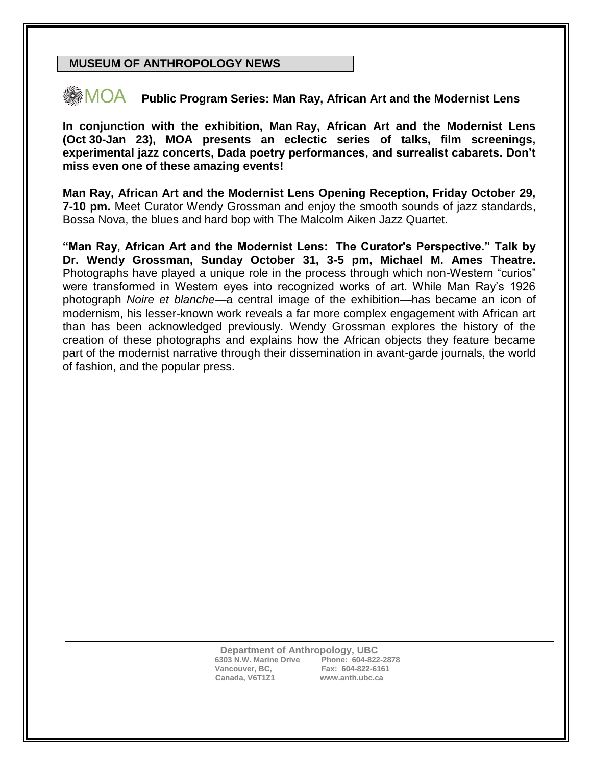## MUSEUM OF ANTHROPOLOGY NEWS

### MOA Public Program Series: Man Ray, African Art and the Modernist Lens

**In conjunction with the exhibition, Man Ray, African Art and the Modernist Lens (Oct 30-Jan 23), MOA presents an eclectic series of talks, film screenings, experimental jazz concerts, Dada poetry performances, and surrealist cabarets. Don't miss even one of these amazing events!**

**Man Ray, African Art and the Modernist Lens Opening Reception, Friday October 29, 7-10 pm.** Meet Curator Wendy Grossman and enjoy the smooth sounds of jazz standards, Bossa Nova, the blues and hard bop with The Malcolm Aiken Jazz Quartet.

**"Man Ray, African Art and the Modernist Lens: The Curator's Perspective." Talk by Dr. Wendy Grossman, Sunday October 31, 3-5 pm, Michael M. Ames Theatre.** Photographs have played a unique role in the process through which non-Western "curios" were transformed in Western eyes into recognized works of art. While Man Ray's 1926 photograph *Noire et blanche*—a central image of the exhibition—has became an icon of modernism, his lesser-known work reveals a far more complex engagement with African art than has been acknowledged previously. Wendy Grossman explores the history of the creation of these photographs and explains how the African objects they feature became part of the modernist narrative through their dissemination in avant-garde journals, the world of fashion, and the popular press.

**Department of Anthropology, UBC**
**6303 N.W. Marine Drive**
**Vancouver, BC,**
**Canada, V6T1Z1**
**Phone: 604-822-2878**
**Fax: 604-822-6161**
**www.anth.ubc.ca**